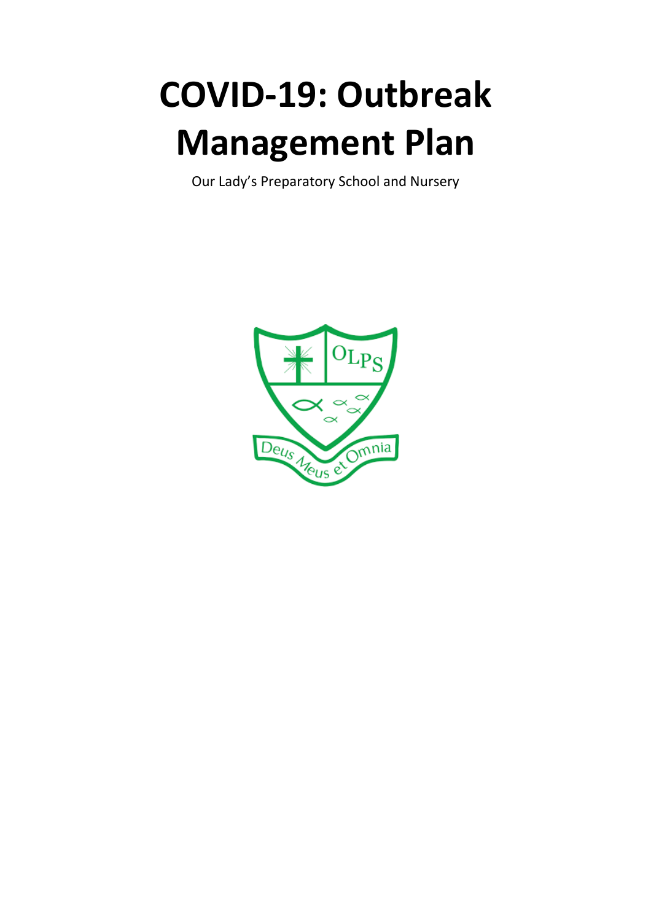# COVID-19: Outbreak Management Plan

Our Lady's Preparatory School and Nursery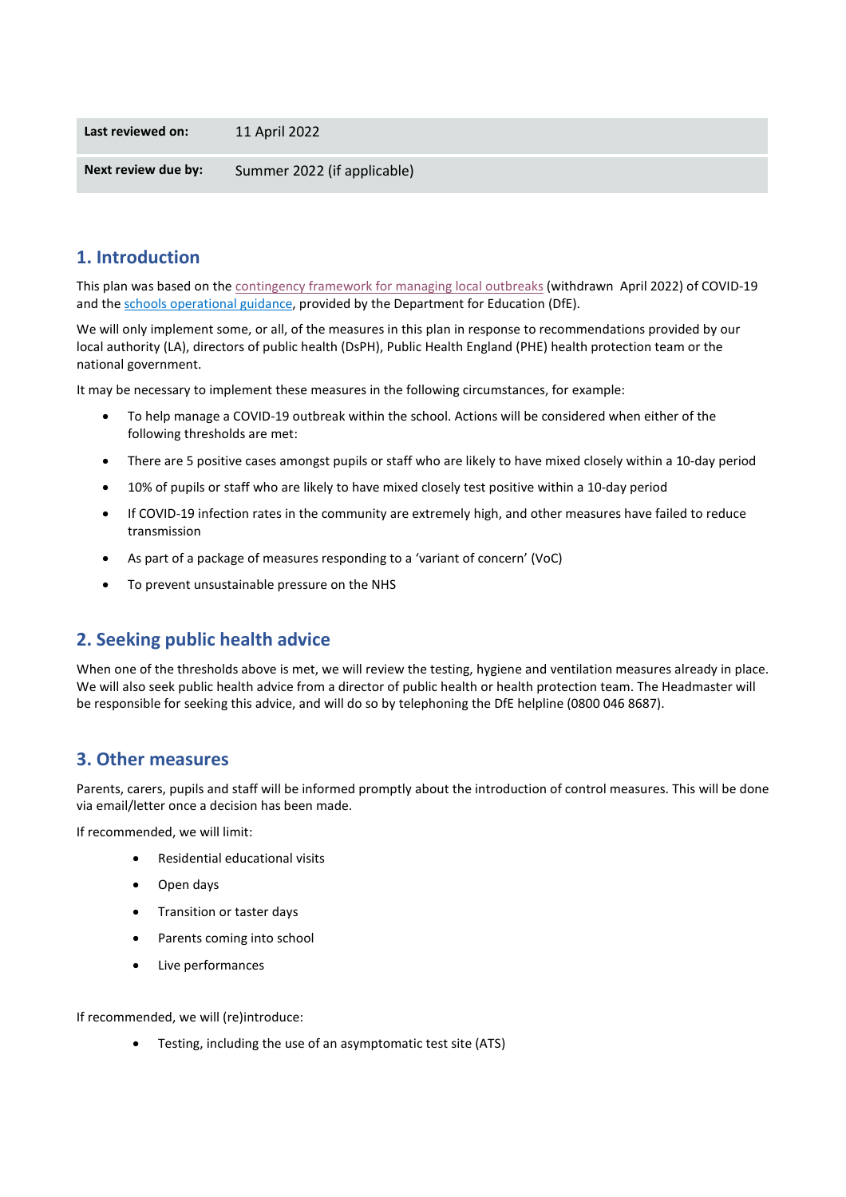| Last reviewed on: | 11 April 2022 |
| --- | --- |
| Next review due by: | Summer 2022 (if applicable) |

## 1. Introduction

This plan was based on the contingency framework for managing local outbreaks (withdrawn April 2022) of COVID-19 and the schools operational guidance, provided by the Department for Education (DfE).

We will only implement some, or all, of the measures in this plan in response to recommendations provided by our local authority (LA), directors of public health (DsPH), Public Health England (PHE) health protection team or the national government.

It may be necessary to implement these measures in the following circumstances, for example:

- To help manage a COVID-19 outbreak within the school. Actions will be considered when either of the following thresholds are met:
- There are 5 positive cases amongst pupils or staff who are likely to have mixed closely within a 10-day period
- 10% of pupils or staff who are likely to have mixed closely test positive within a 10-day period
- If COVID-19 infection rates in the community are extremely high, and other measures have failed to reduce transmission
- As part of a package of measures responding to a 'variant of concern' (VoC)
- To prevent unsustainable pressure on the NHS

## 2. Seeking public health advice

When one of the thresholds above is met, we will review the testing, hygiene and ventilation measures already in place. We will also seek public health advice from a director of public health or health protection team. The Headmaster will be responsible for seeking this advice, and will do so by telephoning the DfE helpline (0800 046 8687).

## 3. Other measures

Parents, carers, pupils and staff will be informed promptly about the introduction of control measures. This will be done via email/letter once a decision has been made.

If recommended, we will limit:

- Residential educational visits
- Open days
- Transition or taster days
- Parents coming into school
- Live performances

If recommended, we will (re)introduce:

- Testing, including the use of an asymptomatic test site (ATS)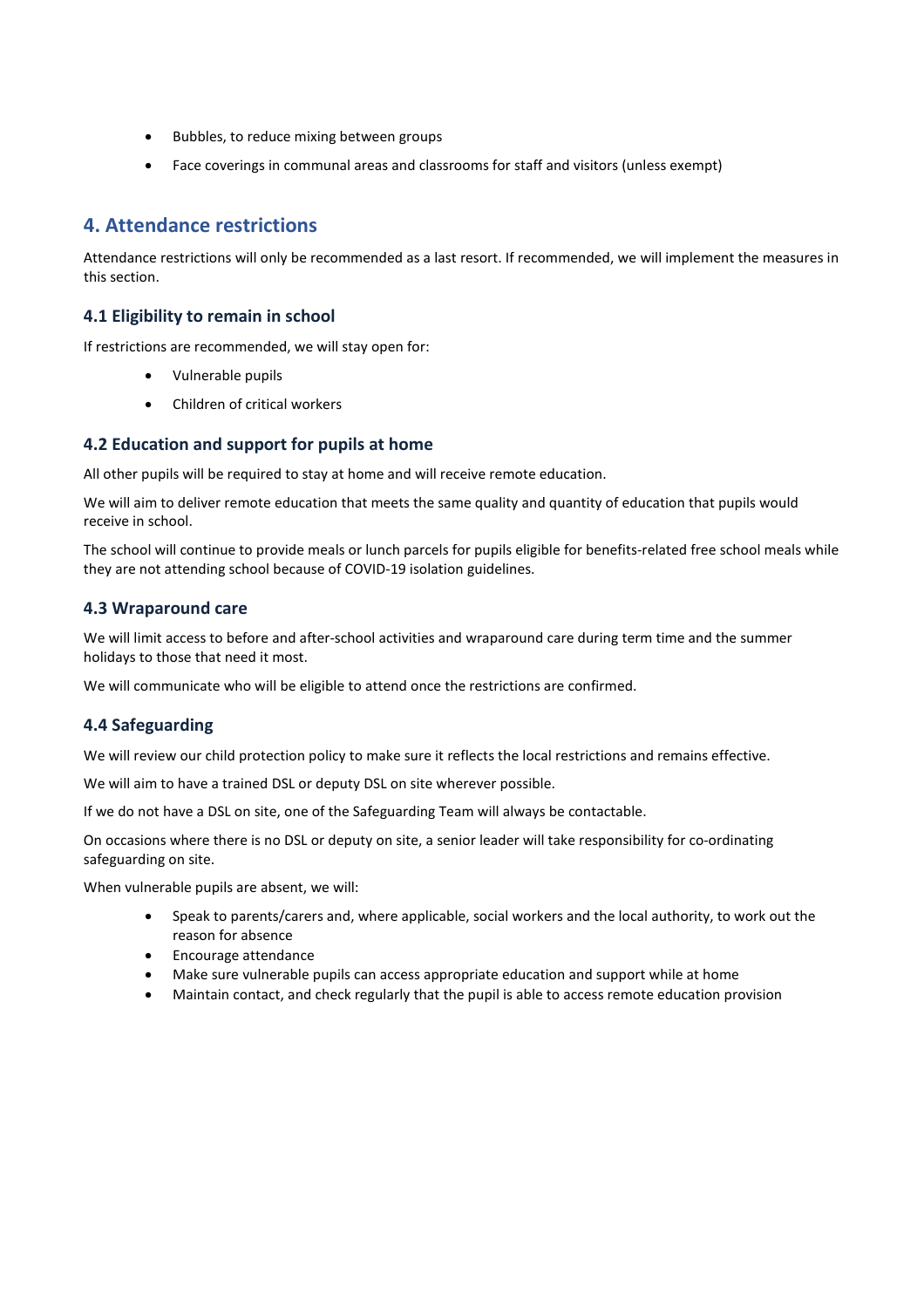- Bubbles, to reduce mixing between groups
- Face coverings in communal areas and classrooms for staff and visitors (unless exempt)

## 4. Attendance restrictions

Attendance restrictions will only be recommended as a last resort. If recommended, we will implement the measures in this section.

### 4.1 Eligibility to remain in school

If restrictions are recommended, we will stay open for:

- Vulnerable pupils
- Children of critical workers

### 4.2 Education and support for pupils at home

All other pupils will be required to stay at home and will receive remote education.

We will aim to deliver remote education that meets the same quality and quantity of education that pupils would receive in school.

The school will continue to provide meals or lunch parcels for pupils eligible for benefits-related free school meals while they are not attending school because of COVID-19 isolation guidelines.

### 4.3 Wraparound care

We will limit access to before and after-school activities and wraparound care during term time and the summer holidays to those that need it most.

We will communicate who will be eligible to attend once the restrictions are confirmed.

### 4.4 Safeguarding

We will review our child protection policy to make sure it reflects the local restrictions and remains effective.

We will aim to have a trained DSL or deputy DSL on site wherever possible.

If we do not have a DSL on site, one of the Safeguarding Team will always be contactable.

On occasions where there is no DSL or deputy on site, a senior leader will take responsibility for co-ordinating safeguarding on site.

When vulnerable pupils are absent, we will:

- Speak to parents/carers and, where applicable, social workers and the local authority, to work out the reason for absence
- Encourage attendance
- Make sure vulnerable pupils can access appropriate education and support while at home
- Maintain contact, and check regularly that the pupil is able to access remote education provision